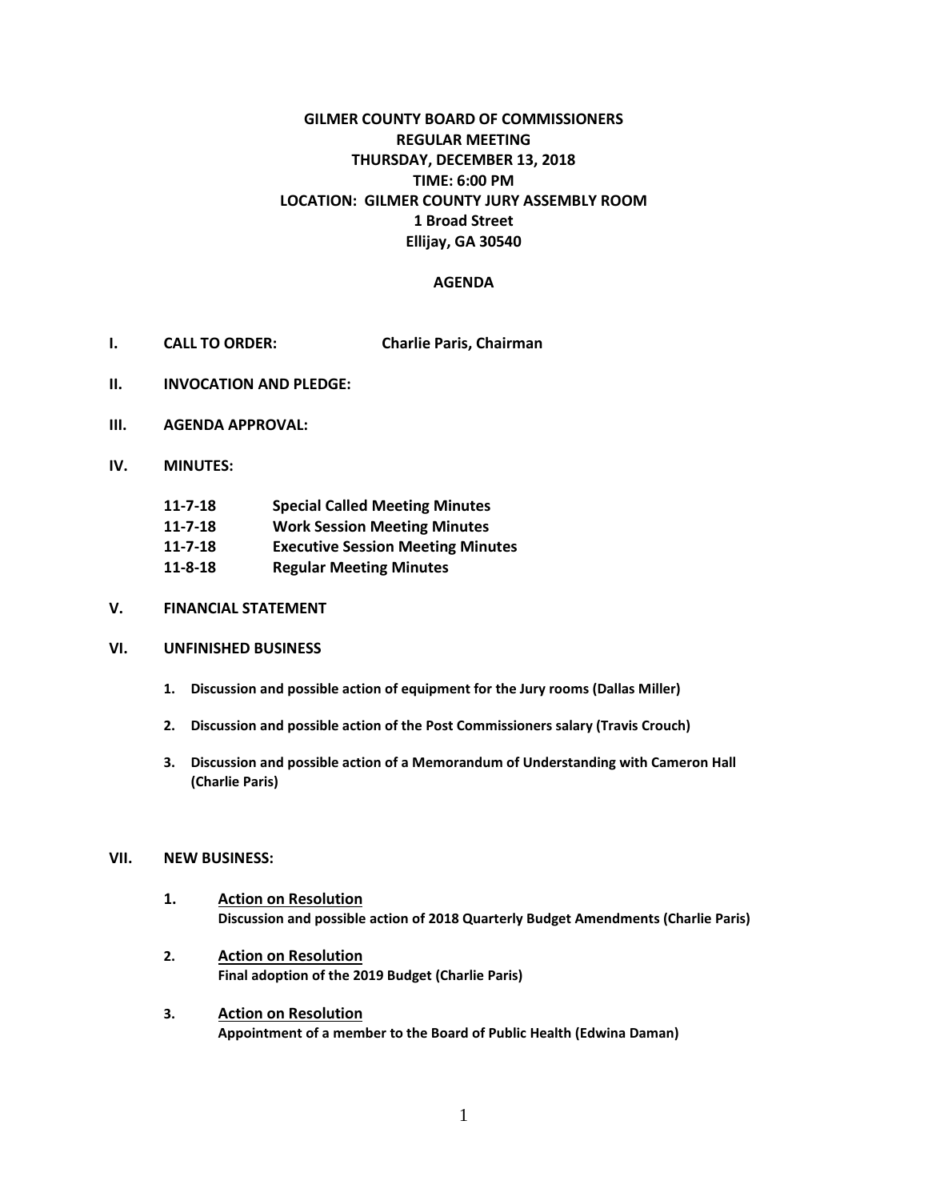# GILMER COUNTY BOARD OF COMMISSIONERS

**REGULAR MEETING**
**THURSDAY, DECEMBER 13, 2018**
**TIME: 6:00 PM**
**LOCATION: GILMER COUNTY JURY ASSEMBLY ROOM**
**1 Broad Street**
**Ellijay, GA 30540**

## AGENDA

**I. CALL TO ORDER:** **Charlie Paris, Chairman**

**II. INVOCATION AND PLEDGE:**

**III. AGENDA APPROVAL:**

**IV. MINUTES:**

- **11-7-18 Special Called Meeting Minutes**
- **11-7-18 Work Session Meeting Minutes**
- **11-7-18 Executive Session Meeting Minutes**
- **11-8-18 Regular Meeting Minutes**

**V. FINANCIAL STATEMENT**

**VI. UNFINISHED BUSINESS**

1. **Discussion and possible action of equipment for the Jury rooms (Dallas Miller)**
2. **Discussion and possible action of the Post Commissioners salary (Travis Crouch)**
3. **Discussion and possible action of a Memorandum of Understanding with Cameron Hall (Charlie Paris)**

**VII. NEW BUSINESS:**

1. **Action on Resolution**
   **Discussion and possible action of 2018 Quarterly Budget Amendments (Charlie Paris)**
2. **Action on Resolution**
   **Final adoption of the 2019 Budget (Charlie Paris)**
3. **Action on Resolution**
   **Appointment of a member to the Board of Public Health (Edwina Daman)**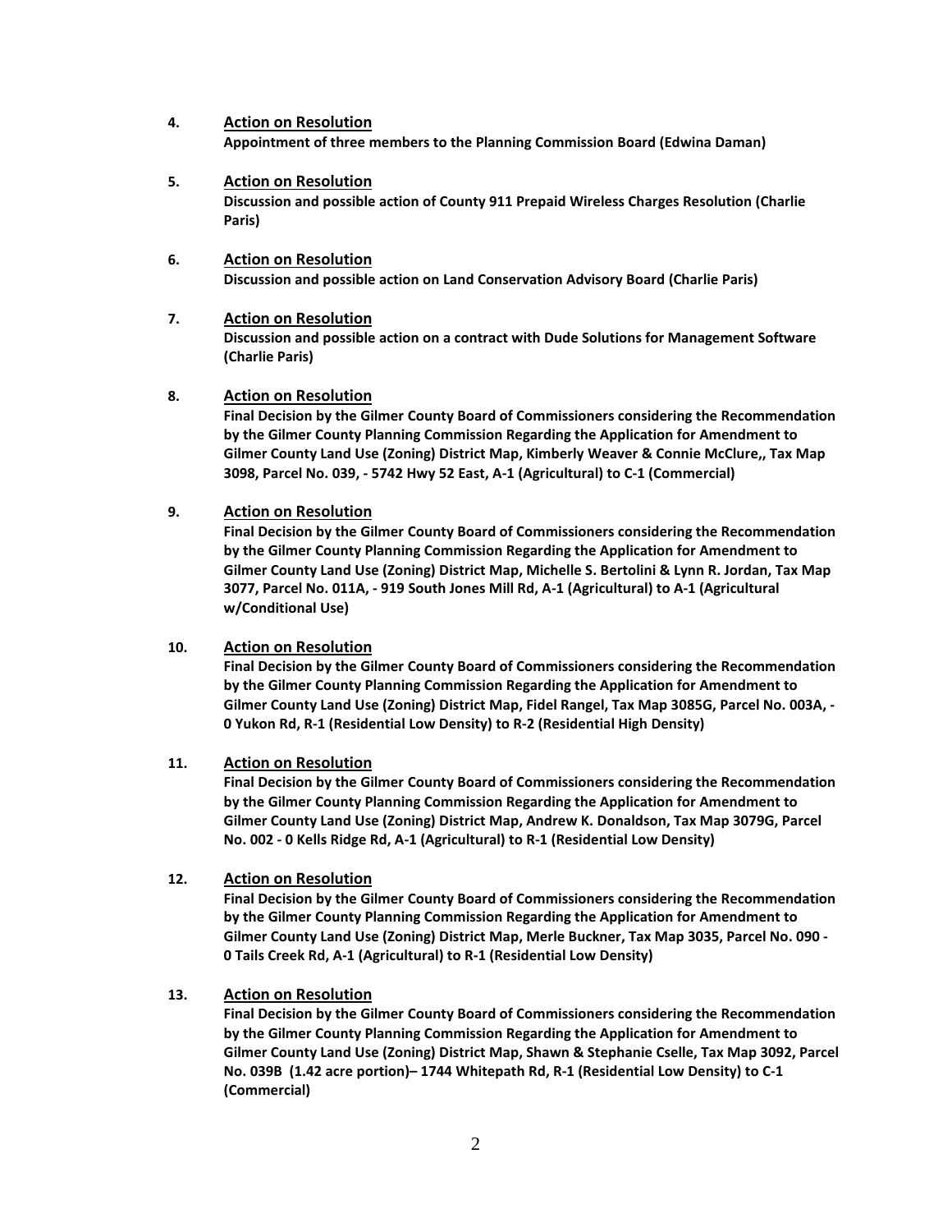4. **Action on Resolution**

   **Appointment of three members to the Planning Commission Board (Edwina Daman)**

5. **Action on Resolution**

   **Discussion and possible action of County 911 Prepaid Wireless Charges Resolution (Charlie Paris)**

6. **Action on Resolution**

   **Discussion and possible action on Land Conservation Advisory Board (Charlie Paris)**

7. **Action on Resolution**

   **Discussion and possible action on a contract with Dude Solutions for Management Software (Charlie Paris)**

8. **Action on Resolution**

   **Final Decision by the Gilmer County Board of Commissioners considering the Recommendation by the Gilmer County Planning Commission Regarding the Application for Amendment to Gilmer County Land Use (Zoning) District Map, Kimberly Weaver & Connie McClure,, Tax Map 3098, Parcel No. 039, - 5742 Hwy 52 East, A-1 (Agricultural) to C-1 (Commercial)**

9. **Action on Resolution**

   **Final Decision by the Gilmer County Board of Commissioners considering the Recommendation by the Gilmer County Planning Commission Regarding the Application for Amendment to Gilmer County Land Use (Zoning) District Map, Michelle S. Bertolini & Lynn R. Jordan, Tax Map 3077, Parcel No. 011A, - 919 South Jones Mill Rd, A-1 (Agricultural) to A-1 (Agricultural w/Conditional Use)**

10. **Action on Resolution**

    **Final Decision by the Gilmer County Board of Commissioners considering the Recommendation by the Gilmer County Planning Commission Regarding the Application for Amendment to Gilmer County Land Use (Zoning) District Map, Fidel Rangel, Tax Map 3085G, Parcel No. 003A, - 0 Yukon Rd, R-1 (Residential Low Density) to R-2 (Residential High Density)**

11. **Action on Resolution**

    **Final Decision by the Gilmer County Board of Commissioners considering the Recommendation by the Gilmer County Planning Commission Regarding the Application for Amendment to Gilmer County Land Use (Zoning) District Map, Andrew K. Donaldson, Tax Map 3079G, Parcel No. 002 - 0 Kells Ridge Rd, A-1 (Agricultural) to R-1 (Residential Low Density)**

12. **Action on Resolution**

    **Final Decision by the Gilmer County Board of Commissioners considering the Recommendation by the Gilmer County Planning Commission Regarding the Application for Amendment to Gilmer County Land Use (Zoning) District Map, Merle Buckner, Tax Map 3035, Parcel No. 090 - 0 Tails Creek Rd, A-1 (Agricultural) to R-1 (Residential Low Density)**

13. **Action on Resolution**

    **Final Decision by the Gilmer County Board of Commissioners considering the Recommendation by the Gilmer County Planning Commission Regarding the Application for Amendment to Gilmer County Land Use (Zoning) District Map, Shawn & Stephanie Cselle, Tax Map 3092, Parcel No. 039B (1.42 acre portion)– 1744 Whitepath Rd, R-1 (Residential Low Density) to C-1 (Commercial)**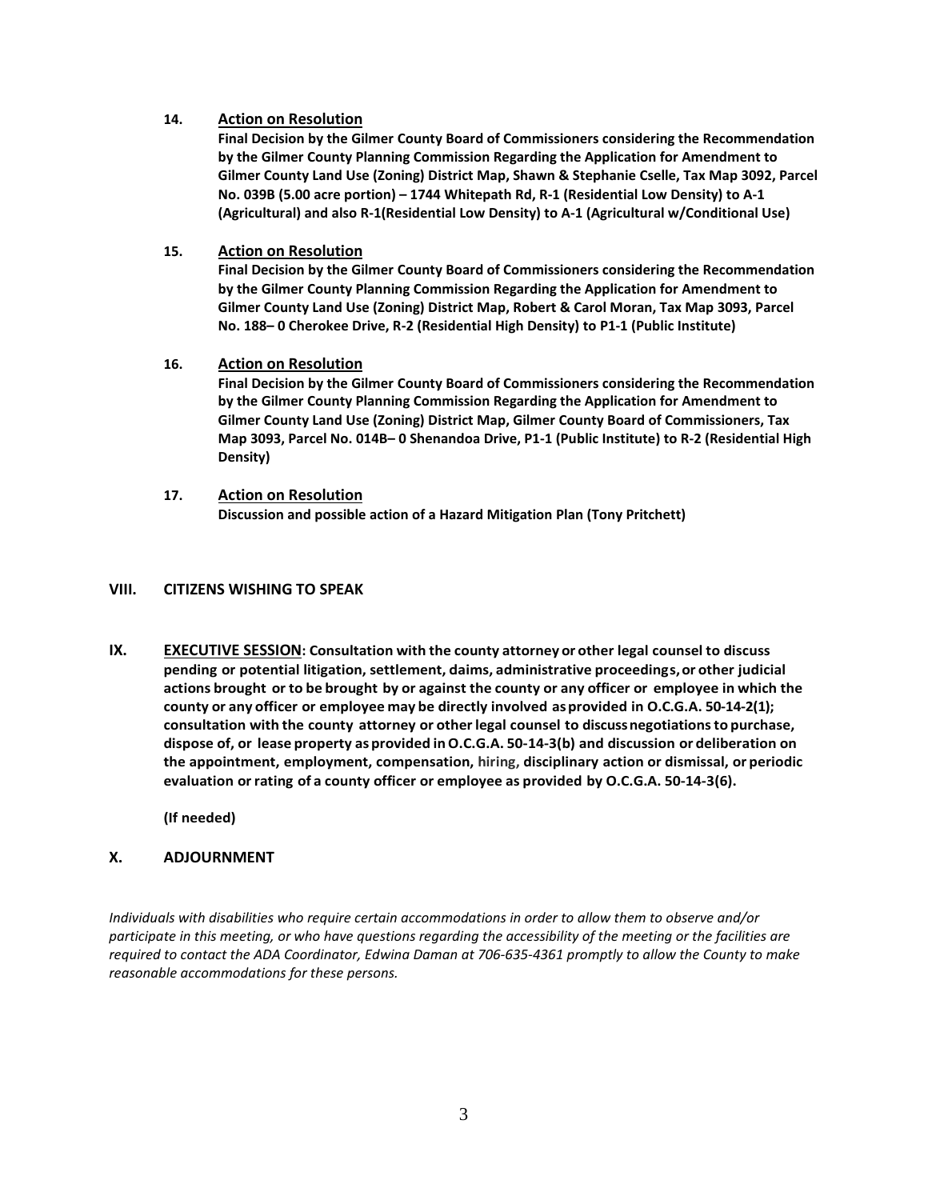14. **Action on Resolution**

**Final Decision by the Gilmer County Board of Commissioners considering the Recommendation by the Gilmer County Planning Commission Regarding the Application for Amendment to Gilmer County Land Use (Zoning) District Map, Shawn & Stephanie Cselle, Tax Map 3092, Parcel No. 039B (5.00 acre portion) – 1744 Whitepath Rd, R-1 (Residential Low Density) to A-1 (Agricultural) and also R-1(Residential Low Density) to A-1 (Agricultural w/Conditional Use)**

15. **Action on Resolution**

**Final Decision by the Gilmer County Board of Commissioners considering the Recommendation by the Gilmer County Planning Commission Regarding the Application for Amendment to Gilmer County Land Use (Zoning) District Map, Robert & Carol Moran, Tax Map 3093, Parcel No. 188– 0 Cherokee Drive, R-2 (Residential High Density) to P1-1 (Public Institute)**

16. **Action on Resolution**

**Final Decision by the Gilmer County Board of Commissioners considering the Recommendation by the Gilmer County Planning Commission Regarding the Application for Amendment to Gilmer County Land Use (Zoning) District Map, Gilmer County Board of Commissioners, Tax Map 3093, Parcel No. 014B– 0 Shenandoa Drive, P1-1 (Public Institute) to R-2 (Residential High Density)**

17. **Action on Resolution**

**Discussion and possible action of a Hazard Mitigation Plan (Tony Pritchett)**

## VIII. CITIZENS WISHING TO SPEAK

## IX. EXECUTIVE SESSION: Consultation with the county attorney or other legal counsel to discuss pending or potential litigation, settlement, daims, administrative proceedings, or other judicial actions brought or to be brought by or against the county or any officer or employee in which the county or any officer or employee may be directly involved as provided in O.C.G.A. 50-14-2(1); consultation with the county attorney or other legal counsel to discuss negotiations to purchase, dispose of, or lease property as provided in O.C.G.A. 50-14-3(b) and discussion or deliberation on the appointment, employment, compensation, hiring, disciplinary action or dismissal, or periodic evaluation or rating of a county officer or employee as provided by O.C.G.A. 50-14-3(6).

**(If needed)**

## X. ADJOURNMENT

*Individuals with disabilities who require certain accommodations in order to allow them to observe and/or participate in this meeting, or who have questions regarding the accessibility of the meeting or the facilities are required to contact the ADA Coordinator, Edwina Daman at 706-635-4361 promptly to allow the County to make reasonable accommodations for these persons.*